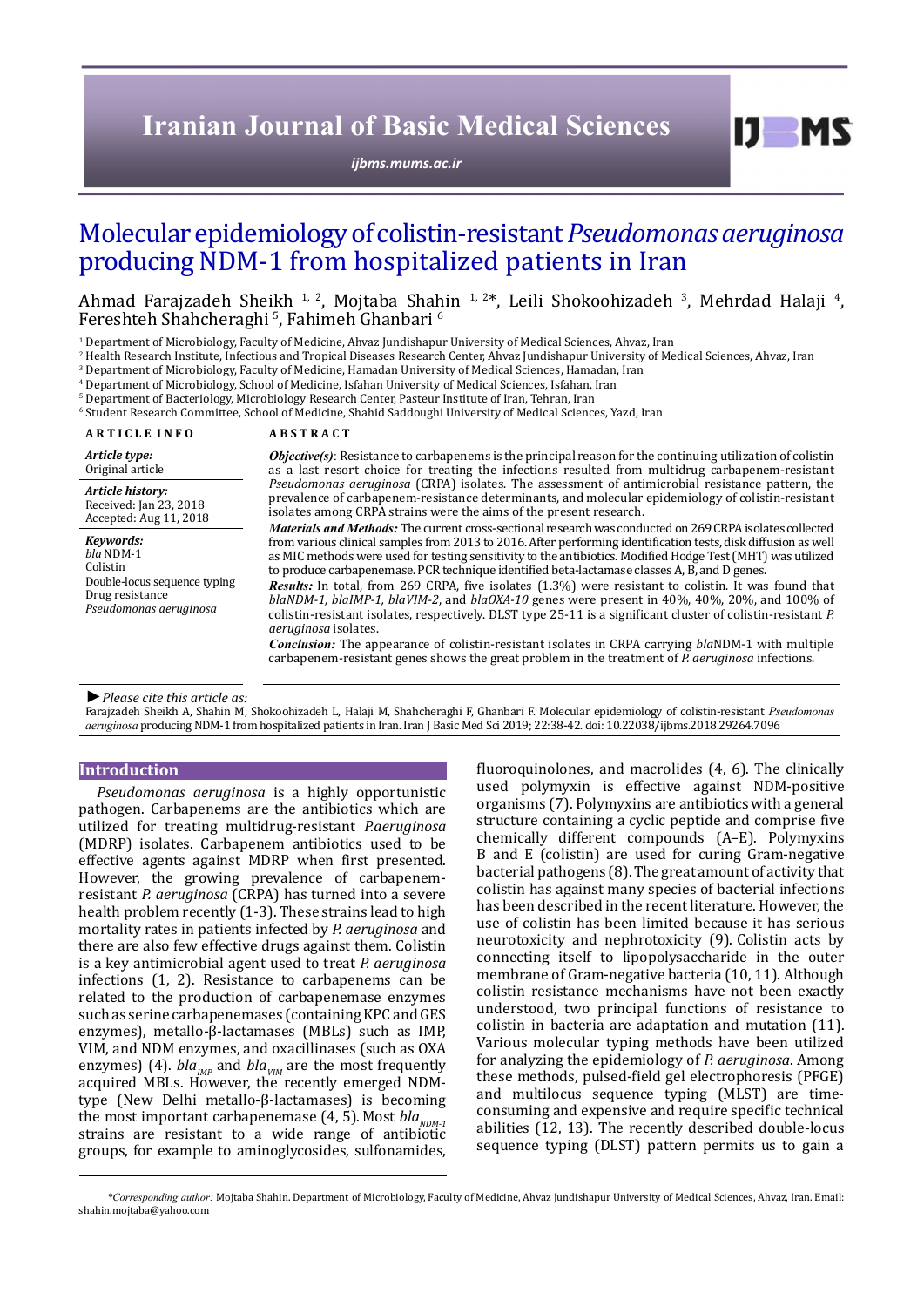# Molecular epidemiology of colistin-resistant *Pseudomonas aeruginosa* producing NDM-1 from hospitalized patients in Iran

Ahmad Farajzadeh Sheikh [1, 2], Mojtaba Shahin [1, 2*], Leili Shokoohizadeh [3], Mehrdad Halaji [4], Fereshteh Shahcheraghi [5], Fahimeh Ghanbari [6]

[1] Department of Microbiology, Faculty of Medicine, Ahvaz Jundishapur University of Medical Sciences, Ahvaz, Iran
[2] Health Research Institute, Infectious and Tropical Diseases Research Center, Ahvaz Jundishapur University of Medical Sciences, Ahvaz, Iran
[3] Department of Microbiology, Faculty of Medicine, Hamadan University of Medical Sciences, Hamadan, Iran
[4] Department of Microbiology, School of Medicine, Isfahan University of Medical Sciences, Isfahan, Iran
[5] Department of Bacteriology, Microbiology Research Center, Pasteur Institute of Iran, Tehran, Iran
[6] Student Research Committee, School of Medicine, Shahid Saddoughi University of Medical Sciences, Yazd, Iran

**ARTICLE INFO**

***Article type:***
Original article

***Article history:***
Received: Jan 23, 2018
Accepted: Aug 11, 2018

***Keywords:***
*bla* NDM-1
Colistin
Double-locus sequence typing
Drug resistance
*Pseudomonas aeruginosa*

**ABSTRACT**

***Objective(s)***: Resistance to carbapenems is the principal reason for the continuing utilization of colistin as a last resort choice for treating the infections resulted from multidrug carbapenem-resistant *Pseudomonas aeruginosa* (CRPA) isolates. The assessment of antimicrobial resistance pattern, the prevalence of carbapenem-resistance determinants, and molecular epidemiology of colistin-resistant isolates among CRPA strains were the aims of the present research.

***Materials and Methods:*** The current cross-sectional research was conducted on 269 CRPA isolates collected from various clinical samples from 2013 to 2016. After performing identification tests, disk diffusion as well as MIC methods were used for testing sensitivity to the antibiotics. Modified Hodge Test (MHT) was utilized to produce carbapenemase. PCR technique identified beta-lactamase classes A, B, and D genes.

***Results:*** In total, from 269 CRPA, five isolates (1.3%) were resistant to colistin. It was found that *blaNDM-1, blaIMP-1, blaVIM-2*, and *blaOXA-10* genes were present in 40%, 40%, 20%, and 100% of colistin-resistant isolates, respectively. DLST type 25-11 is a significant cluster of colistin-resistant *P. aeruginosa* isolates.

***Conclusion:*** The appearance of colistin-resistant isolates in CRPA carrying *bla*NDM-1 with multiple carbapenem-resistant genes shows the great problem in the treatment of *P. aeruginosa* infections.

►*Please cite this article as:*
Farajzadeh Sheikh A, Shahin M, Shokoohizadeh L, Halaji M, Shahcheraghi F, Ghanbari F. Molecular epidemiology of colistin-resistant *Pseudomonas aeruginosa* producing NDM-1 from hospitalized patients in Iran. Iran J Basic Med Sci 2019; 22:38-42. doi: 10.22038/ijbms.2018.29264.7096

## Introduction

*Pseudomonas aeruginosa* is a highly opportunistic pathogen. Carbapenems are the antibiotics which are utilized for treating multidrug-resistant *P.aeruginosa* (MDRP) isolates. Carbapenem antibiotics used to be effective agents against MDRP when first presented. However, the growing prevalence of carbapenem-resistant *P. aeruginosa* (CRPA) has turned into a severe health problem recently (1-3). These strains lead to high mortality rates in patients infected by *P. aeruginosa* and there are also few effective drugs against them. Colistin is a key antimicrobial agent used to treat *P. aeruginosa* infections (1, 2). Resistance to carbapenems can be related to the production of carbapenemase enzymes such as serine carbapenemases (containing KPC and GES enzymes), metallo-β-lactamases (MBLs) such as IMP, VIM, and NDM enzymes, and oxacillinases (such as OXA enzymes) (4). $bla_{IMP}$ and $bla_{VIM}$ are the most frequently acquired MBLs. However, the recently emerged NDM-type (New Delhi metallo-β-lactamases) is becoming the most important carbapenemase (4, 5). Most $bla_{NDM-1}$ strains are resistant to a wide range of antibiotic groups, for example to aminoglycosides, sulfonamides, fluoroquinolones, and macrolides (4, 6). The clinically used polymyxin is effective against NDM-positive organisms (7). Polymyxins are antibiotics with a general structure containing a cyclic peptide and comprise five chemically different compounds (A–E). Polymyxins B and E (colistin) are used for curing Gram-negative bacterial pathogens (8). The great amount of activity that colistin has against many species of bacterial infections has been described in the recent literature. However, the use of colistin has been limited because it has serious neurotoxicity and nephrotoxicity (9). Colistin acts by connecting itself to lipopolysaccharide in the outer membrane of Gram-negative bacteria (10, 11). Although colistin resistance mechanisms have not been exactly understood, two principal functions of resistance to colistin in bacteria are adaptation and mutation (11). Various molecular typing methods have been utilized for analyzing the epidemiology of *P. aeruginosa*. Among these methods, pulsed-field gel electrophoresis (PFGE) and multilocus sequence typing (MLST) are time-consuming and expensive and require specific technical abilities (12, 13). The recently described double-locus sequence typing (DLST) pattern permits us to gain a

*\*Corresponding author:* Mojtaba Shahin. Department of Microbiology, Faculty of Medicine, Ahvaz Jundishapur University of Medical Sciences, Ahvaz, Iran. Email: shahin.mojtaba@yahoo.com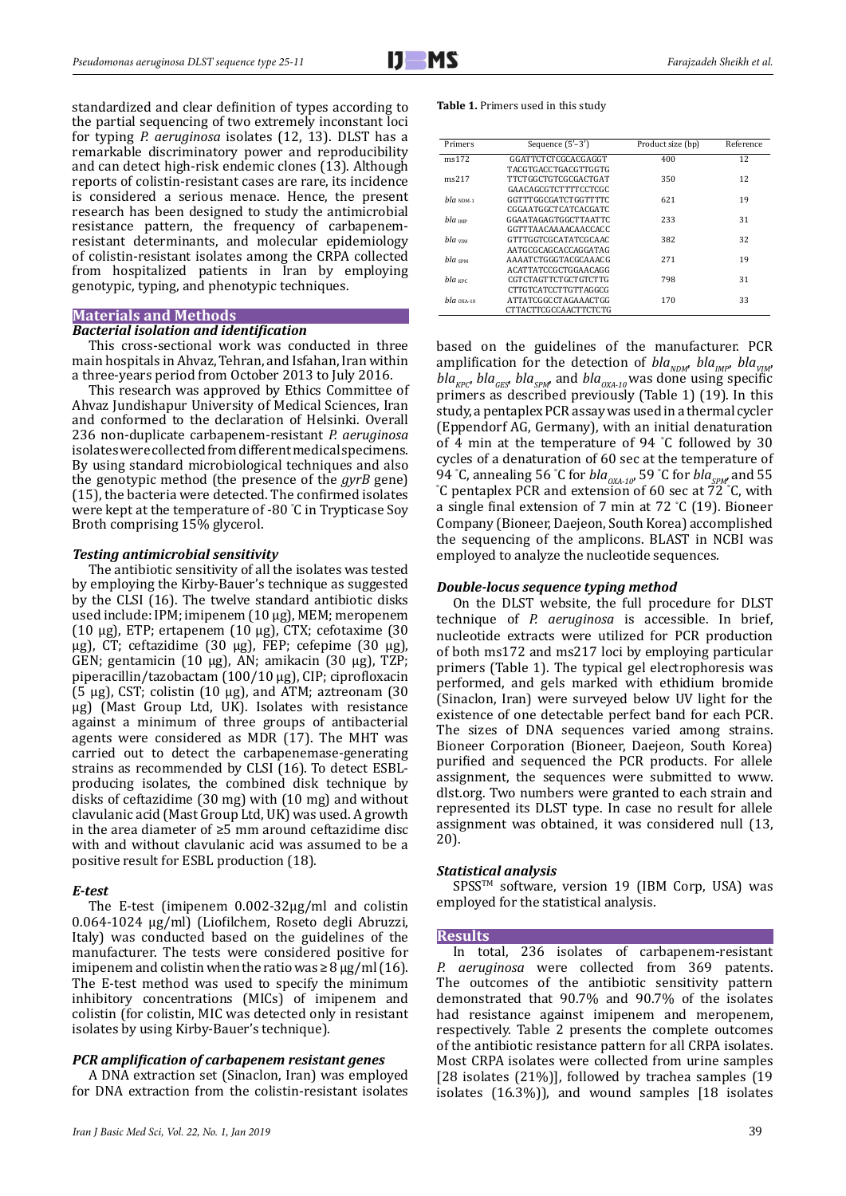standardized and clear definition of types according to the partial sequencing of two extremely inconstant loci for typing *P. aeruginosa* isolates (12, 13). DLST has a remarkable discriminatory power and reproducibility and can detect high-risk endemic clones (13). Although reports of colistin-resistant cases are rare, its incidence is considered a serious menace. Hence, the present research has been designed to study the antimicrobial resistance pattern, the frequency of carbapenem-resistant determinants, and molecular epidemiology of colistin-resistant isolates among the CRPA collected from hospitalized patients in Iran by employing genotypic, typing, and phenotypic techniques.

## Materials and Methods

### Bacterial isolation and identification

This cross-sectional work was conducted in three main hospitals in Ahvaz, Tehran, and Isfahan, Iran within a three-years period from October 2013 to July 2016.

This research was approved by Ethics Committee of Ahvaz Jundishapur University of Medical Sciences, Iran and conformed to the declaration of Helsinki. Overall 236 non-duplicate carbapenem-resistant *P. aeruginosa* isolates were collected from different medical specimens. By using standard microbiological techniques and also the genotypic method (the presence of the *gyrB* gene) (15), the bacteria were detected. The confirmed isolates were kept at the temperature of -80 ˚C in Trypticase Soy Broth comprising 15% glycerol.

### Testing antimicrobial sensitivity

The antibiotic sensitivity of all the isolates was tested by employing the Kirby-Bauer's technique as suggested by the CLSI (16). The twelve standard antibiotic disks used include: IPM; imipenem (10 µg), MEM; meropenem (10 µg), ETP; ertapenem (10 µg), CTX; cefotaxime (30 µg), CT; ceftazidime (30 µg), FEP; cefepime (30 µg), GEN; gentamicin (10 µg), AN; amikacin (30 µg), TZP; piperacillin/tazobactam (100/10 µg), CIP; ciprofloxacin (5 µg), CST; colistin (10 µg), and ATM; aztreonam (30 µg) (Mast Group Ltd, UK). Isolates with resistance against a minimum of three groups of antibacterial agents were considered as MDR (17). The MHT was carried out to detect the carbapenemase-generating strains as recommended by CLSI (16). To detect ESBL-producing isolates, the combined disk technique by disks of ceftazidime (30 mg) with (10 mg) and without clavulanic acid (Mast Group Ltd, UK) was used. A growth in the area diameter of ≥5 mm around ceftazidime disc with and without clavulanic acid was assumed to be a positive result for ESBL production (18).

### E-test

The E-test (imipenem 0.002-32µg/ml and colistin 0.064-1024 µg/ml) (Liofilchem, Roseto degli Abruzzi, Italy) was conducted based on the guidelines of the manufacturer. The tests were considered positive for imipenem and colistin when the ratio was ≥8 µg/ml (16). The E-test method was used to specify the minimum inhibitory concentrations (MICs) of imipenem and colistin (for colistin, MIC was detected only in resistant isolates by using Kirby-Bauer's technique).

### PCR amplification of carbapenem resistant genes

A DNA extraction set (Sinaclon, Iran) was employed for DNA extraction from the colistin-resistant isolates based on the guidelines of the manufacturer. PCR amplification for the detection of $bla_{NDM}$, $bla_{IMP}$, $bla_{VIM}$, $bla_{KPC}$, $bla_{GES}$, $bla_{SPM}$, and $bla_{OXA-10}$ was done using specific primers as described previously (Table 1) (19). In this study, a pentaplex PCR assay was used in a thermal cycler (Eppendorf AG, Germany), with an initial denaturation of 4 min at the temperature of 94 ˚C followed by 30 cycles of a denaturation of 60 sec at the temperature of 94 ˚C, annealing 56 ˚C for $bla_{OXA-10}$, 59 ˚C for $bla_{SPM}$, and 55 ˚C pentaplex PCR and extension of 60 sec at 72 ˚C, with a single final extension of 7 min at 72 ˚C (19). Bioneer Company (Bioneer, Daejeon, South Korea) accomplished the sequencing of the amplicons. BLAST in NCBI was employed to analyze the nucleotide sequences.

**Table 1.** Primers used in this study

| Primers | Sequence (5′–3′) | Product size (bp) | Reference |
|---|---|---|---|
| ms172 | GGATTCTCTCGCACGAGGT<br>TACGTGACCTGACGTTGGTG | 400 | 12 |
| ms217 | TTCTGGCTGTCGCGACTGAT<br>GAACAGCGTCTTTTCCTCGC | 350 | 12 |
| $bla_{NDM-1}$ | GGTTTGGCGATCTGGTTTTC<br>CGGAATGGCTCATCACGATC | 621 | 19 |
| $bla_{IMP}$ | GGAATAGAGTGGCTTAATTC<br>GGTTTAACAAAACAACCACC | 233 | 31 |
| $bla_{VIM}$ | GTTTGGTCGCATATCGCAAC<br>AATGCGCAGCACCAGGATAG | 382 | 32 |
| $bla_{SPM}$ | AAAATCTGGGTACGCAAACG<br>ACATTATCCGCTGGAACAGG | 271 | 19 |
| $bla_{KPC}$ | CGTCTAGTTCTGCTGTCTTG<br>CTTGTCATCCTTGTTAGGCG | 798 | 31 |
| $bla_{OXA-10}$ | ATTATCGGCCTAGAAACTGG<br>CTTACTTCGCCAACTTCTCTG | 170 | 33 |

### Double-locus sequence typing method

On the DLST website, the full procedure for DLST technique of *P. aeruginosa* is accessible. In brief, nucleotide extracts were utilized for PCR production of both ms172 and ms217 loci by employing particular primers (Table 1). The typical gel electrophoresis was performed, and gels marked with ethidium bromide (Sinaclon, Iran) were surveyed below UV light for the existence of one detectable perfect band for each PCR. The sizes of DNA sequences varied among strains. Bioneer Corporation (Bioneer, Daejeon, South Korea) purified and sequenced the PCR products. For allele assignment, the sequences were submitted to www.dlst.org. Two numbers were granted to each strain and represented its DLST type. In case no result for allele assignment was obtained, it was considered null (13, 20).

### Statistical analysis

SPSS™ software, version 19 (IBM Corp, USA) was employed for the statistical analysis.

## Results

In total, 236 isolates of carbapenem-resistant *P. aeruginosa* were collected from 369 patents. The outcomes of the antibiotic sensitivity pattern demonstrated that 90.7% and 90.7% of the isolates had resistance against imipenem and meropenem, respectively. Table 2 presents the complete outcomes of the antibiotic resistance pattern for all CRPA isolates. Most CRPA isolates were collected from urine samples [28 isolates (21%)], followed by trachea samples (19 isolates (16.3%)), and wound samples [18 isolates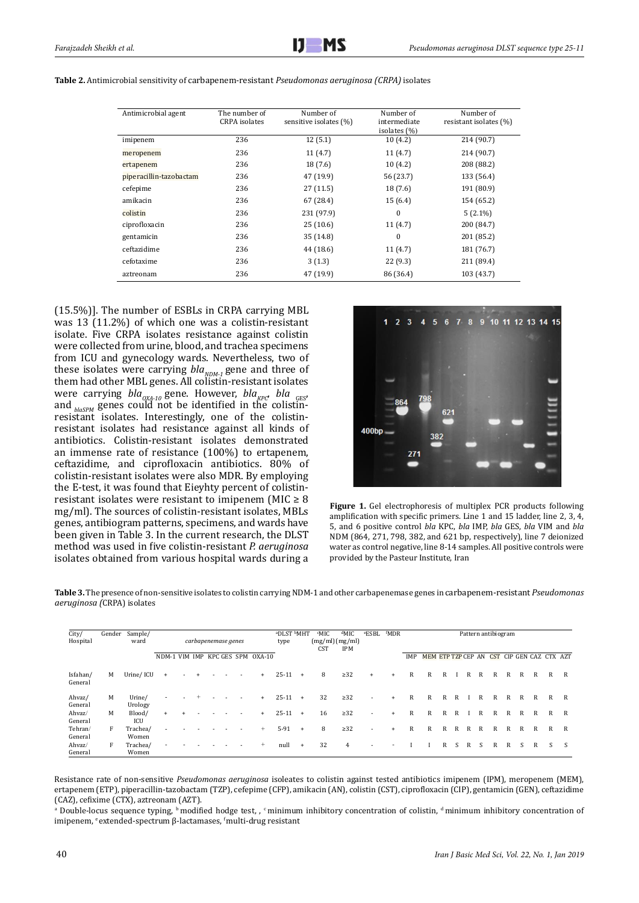**Table 2.** Antimicrobial sensitivity of carbapenem-resistant *Pseudomonas aeruginosa (CRPA)* isolates

| Antimicrobial agent | The number of CRPA isolates | Number of sensitive isolates (%) | Number of intermediate isolates (%) | Number of resistant isolates (%) |
|---|---|---|---|---|
| imipenem | 236 | 12 (5.1) | 10 (4.2) | 214 (90.7) |
| meropenem | 236 | 11 (4.7) | 11 (4.7) | 214 (90.7) |
| ertapenem | 236 | 18 (7.6) | 10 (4.2) | 208 (88.2) |
| piperacillin-tazobactam | 236 | 47 (19.9) | 56 (23.7) | 133 (56.4) |
| cefepime | 236 | 27 (11.5) | 18 (7.6) | 191 (80.9) |
| amikacin | 236 | 67 (28.4) | 15 (6.4) | 154 (65.2) |
| colistin | 236 | 231 (97.9) | 0 | 5 (2.1%) |
| ciprofloxacin | 236 | 25 (10.6) | 11 (4.7) | 200 (84.7) |
| gentamicin | 236 | 35 (14.8) | 0 | 201 (85.2) |
| ceftazidime | 236 | 44 (18.6) | 11 (4.7) | 181 (76.7) |
| cefotaxime | 236 | 3 (1.3) | 22 (9.3) | 211 (89.4) |
| aztreonam | 236 | 47 (19.9) | 86 (36.4) | 103 (43.7) |

(15.5%)]. The number of ESBLs in CRPA carrying MBL was 13 (11.2%) of which one was a colistin-resistant isolate. Five CRPA isolates resistance against colistin were collected from urine, blood, and trachea specimens from ICU and gynecology wards. Nevertheless, two of these isolates were carrying $bla_{NDM-1}$ gene and three of them had other MBL genes. All colistin-resistant isolates were carrying $bla_{OXA-10}$ gene. However, $bla_{KPC}$, $bla_{GES}$, and $_{blaSPM}$ genes could not be identified in the colistin-resistant isolates. Interestingly, one of the colistin-resistant isolates had resistance against all kinds of antibiotics. Colistin-resistant isolates demonstrated an immense rate of resistance (100%) to ertapenem, ceftazidime, and ciprofloxacin antibiotics. 80% of colistin-resistant isolates were also MDR. By employing the E-test, it was found that Eieyhty percent of colistin-resistant isolates were resistant to imipenem (MIC ≥ 8 mg/ml). The sources of colistin-resistant isolates, MBLs genes, antibiogram patterns, specimens, and wards have been given in Table 3. In the current research, the DLST method was used in five colistin-resistant *P. aeruginosa* isolates obtained from various hospital wards during a

**Figure 1.** Gel electrophoresis of multiplex PCR products following amplification with specific primers. Line 1 and 15 ladder, line 2, 3, 4, 5, and 6 positive control *bla* KPC, *bla* IMP, *bla* GES, *bla* VIM and *bla* NDM (864, 271, 798, 382, and 621 bp, respectively), line 7 deionized water as control negative, line 8-14 samples. All positive controls were provided by the Pasteur Institute, Iran

**Table 3.** The presence of non-sensitive isolates to colistin carrying NDM-1 and other carbapenemase genes in carbapenem-resistant *Pseudomonas aeruginosa (*CRPA) isolates

| City/ Hospital | Gender | Sample/ ward | carbapenemase genes | | | | | | | [a]DLST type | [b]MHT | [c]MIC (mg/ml) CST | [d]MIC (mg/ml) IPM | [e]ESBL | [f]MDR | Pattern antibiogram | | | | | | | | | | | |
|---|---|---|---|---|---|---|---|---|---|---|---|---|---|---|---|---|---|---|---|---|---|---|---|---|---|---|---|
| | | | NDM-1 | VIM | IMP | KPC | GES | SPM | OXA-10 | | | | | | | IMP | MEM | ETP | TZP | CEP | AN | CST | CIP | GEN | CAZ | CTX | AZT |
| Isfahan/ General | M | Urine/ ICU | + | - | + | - | - | - | + | 25-11 | + | 8 | ≥32 | + | + | R | R | R | I | R | R | R | R | R | R | R | R |
| Ahvaz/ General | M | Urine/ Urology | - | - | + | - | - | - | + | 25-11 | + | 32 | ≥32 | - | + | R | R | R | R | I | R | R | R | R | R | R | R |
| Ahvaz/ General | M | Blood/ ICU | + | + | - | - | - | - | + | 25-11 | + | 16 | ≥32 | - | + | R | R | R | R | I | R | R | R | R | R | R | R |
| Tehran/ General | F | Trachea/ Women | - | - | - | - | - | - | + | 5-91 | + | 8 | ≥32 | - | + | R | R | R | R | R | R | R | R | R | R | R | R |
| Ahvaz/ General | F | Trachea/ Women | - | - | - | - | - | - | + | null | + | 32 | 4 | - | - | I | I | R | S | R | S | R | R | S | R | S | S |

Resistance rate of non-sensitive *Pseudomonas aeruginosa* isoleates to colistin against tested antibiotics imipenem (IPM), meropenem (MEM), ertapenem (ETP), piperacillin-tazobactam (TZP), cefepime (CFP), amikacin (AN), colistin (CST), ciprofloxacin (CIP), gentamicin (GEN), ceftazidime (CAZ), cefixime (CTX), aztreonam (AZT).

[a] Double-locus sequence typing, [b] modified hodge test, , [c] minimum inhibitory concentration of colistin, [d] minimum inhibitory concentration of imipenem, [e] extended-spectrum β-lactamases, [f] multi-drug resistant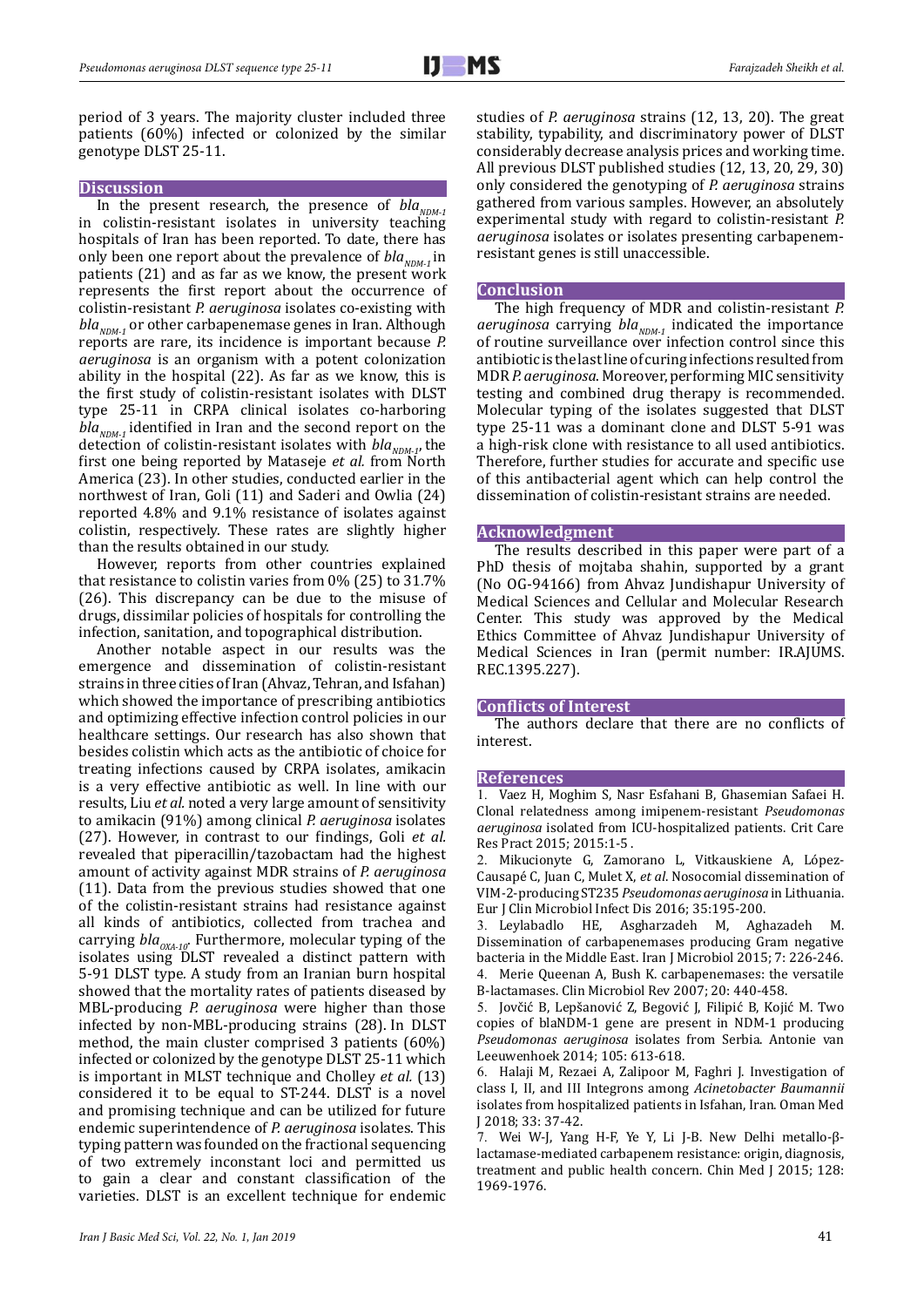period of 3 years. The majority cluster included three patients (60%) infected or colonized by the similar genotype DLST 25-11.

## Discussion

In the present research, the presence of $bla_{NDM-1}$ in colistin-resistant isolates in university teaching hospitals of Iran has been reported. To date, there has only been one report about the prevalence of $bla_{NDM-1}$ in patients (21) and as far as we know, the present work represents the first report about the occurrence of colistin-resistant *P. aeruginosa* isolates co-existing with $bla_{NDM-1}$ or other carbapenemase genes in Iran. Although reports are rare, its incidence is important because *P. aeruginosa* is an organism with a potent colonization ability in the hospital (22). As far as we know, this is the first study of colistin-resistant isolates with DLST type 25-11 in CRPA clinical isolates co-harboring $bla_{NDM-1}$ identified in Iran and the second report on the detection of colistin-resistant isolates with $bla_{NDM-1}$, the first one being reported by Mataseje *et al.* from North America (23). In other studies, conducted earlier in the northwest of Iran, Goli (11) and Saderi and Owlia (24) reported 4.8% and 9.1% resistance of isolates against colistin, respectively. These rates are slightly higher than the results obtained in our study.

However, reports from other countries explained that resistance to colistin varies from 0% (25) to 31.7% (26). This discrepancy can be due to the misuse of drugs, dissimilar policies of hospitals for controlling the infection, sanitation, and topographical distribution.

Another notable aspect in our results was the emergence and dissemination of colistin-resistant strains in three cities of Iran (Ahvaz, Tehran, and Isfahan) which showed the importance of prescribing antibiotics and optimizing effective infection control policies in our healthcare settings. Our research has also shown that besides colistin which acts as the antibiotic of choice for treating infections caused by CRPA isolates, amikacin is a very effective antibiotic as well. In line with our results, Liu *et al.* noted a very large amount of sensitivity to amikacin (91%) among clinical *P. aeruginosa* isolates (27). However, in contrast to our findings, Goli *et al.* revealed that piperacillin/tazobactam had the highest amount of activity against MDR strains of *P. aeruginosa* (11). Data from the previous studies showed that one of the colistin-resistant strains had resistance against all kinds of antibiotics, collected from trachea and carrying $bla_{OXA-10}$. Furthermore, molecular typing of the isolates using DLST revealed a distinct pattern with 5-91 DLST type. A study from an Iranian burn hospital showed that the mortality rates of patients diseased by MBL-producing *P. aeruginosa* were higher than those infected by non-MBL-producing strains (28). In DLST method, the main cluster comprised 3 patients (60%) infected or colonized by the genotype DLST 25-11 which is important in MLST technique and Cholley *et al.* (13) considered it to be equal to ST-244. DLST is a novel and promising technique and can be utilized for future endemic superintendence of *P. aeruginosa* isolates. This typing pattern was founded on the fractional sequencing of two extremely inconstant loci and permitted us to gain a clear and constant classification of the varieties. DLST is an excellent technique for endemic studies of *P. aeruginosa* strains (12, 13, 20). The great stability, typability, and discriminatory power of DLST considerably decrease analysis prices and working time. All previous DLST published studies (12, 13, 20, 29, 30) only considered the genotyping of *P. aeruginosa* strains gathered from various samples. However, an absolutely experimental study with regard to colistin-resistant *P. aeruginosa* isolates or isolates presenting carbapenem-resistant genes is still unaccessible.

## Conclusion

The high frequency of MDR and colistin-resistant *P. aeruginosa* carrying $bla_{NDM-1}$ indicated the importance of routine surveillance over infection control since this antibiotic is the last line of curing infections resulted from MDR *P. aeruginosa*. Moreover, performing MIC sensitivity testing and combined drug therapy is recommended. Molecular typing of the isolates suggested that DLST type 25-11 was a dominant clone and DLST 5-91 was a high-risk clone with resistance to all used antibiotics. Therefore, further studies for accurate and specific use of this antibacterial agent which can help control the dissemination of colistin-resistant strains are needed.

## Acknowledgment

The results described in this paper were part of a PhD thesis of mojtaba shahin, supported by a grant (No OG-94166) from Ahvaz Jundishapur University of Medical Sciences and Cellular and Molecular Research Center. This study was approved by the Medical Ethics Committee of Ahvaz Jundishapur University of Medical Sciences in Iran (permit number: IR.AJUMS.REC.1395.227).

## Conflicts of Interest

The authors declare that there are no conflicts of interest.

## References

1. Vaez H, Moghim S, Nasr Esfahani B, Ghasemian Safaei H. Clonal relatedness among imipenem-resistant *Pseudomonas aeruginosa* isolated from ICU-hospitalized patients. Crit Care Res Pract 2015; 2015:1-5 .
2. Mikucionyte G, Zamorano L, Vitkauskiene A, López-Causapé C, Juan C, Mulet X, *et al*. Nosocomial dissemination of VIM-2-producing ST235 *Pseudomonas aeruginosa* in Lithuania. Eur J Clin Microbiol Infect Dis 2016; 35:195-200.
3. Leylabadlo HE, Asgharzadeh M, Aghazadeh M. Dissemination of carbapenemases producing Gram negative bacteria in the Middle East. Iran J Microbiol 2015; 7: 226-246.
4. Merie Queenan A, Bush K. carbapenemases: the versatile B-lactamases. Clin Microbiol Rev 2007; 20: 440-458.
5. Jovčić B, Lepšanović Z, Begović J, Filipić B, Kojić M. Two copies of blaNDM-1 gene are present in NDM-1 producing *Pseudomonas aeruginosa* isolates from Serbia. Antonie van Leeuwenhoek 2014; 105: 613-618.
6. Halaji M, Rezaei A, Zalipoor M, Faghri J. Investigation of class I, II, and III Integrons among *Acinetobacter Baumannii* isolates from hospitalized patients in Isfahan, Iran. Oman Med J 2018; 33: 37-42.
7. Wei W-J, Yang H-F, Ye Y, Li J-B. New Delhi metallo-β-lactamase-mediated carbapenem resistance: origin, diagnosis, treatment and public health concern. Chin Med J 2015; 128: 1969-1976.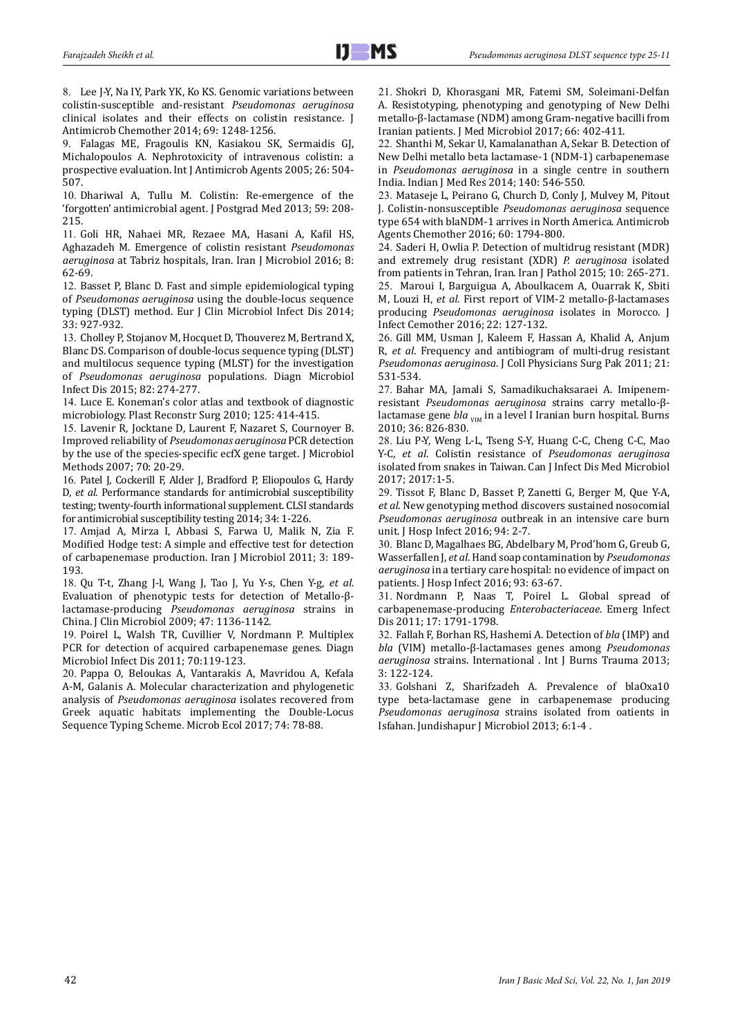8. Lee J-Y, Na IY, Park YK, Ko KS. Genomic variations between colistin-susceptible and-resistant *Pseudomonas aeruginosa* clinical isolates and their effects on colistin resistance. J Antimicrob Chemother 2014; 69: 1248-1256.

9. Falagas ME, Fragoulis KN, Kasiakou SK, Sermaidis GJ, Michalopoulos A. Nephrotoxicity of intravenous colistin: a prospective evaluation. Int J Antimicrob Agents 2005; 26: 504-507.

10. Dhariwal A, Tullu M. Colistin: Re-emergence of the 'forgotten' antimicrobial agent. J Postgrad Med 2013; 59: 208-215.

11. Goli HR, Nahaei MR, Rezaee MA, Hasani A, Kafil HS, Aghazadeh M. Emergence of colistin resistant *Pseudomonas aeruginosa* at Tabriz hospitals, Iran. Iran J Microbiol 2016; 8: 62-69.

12. Basset P, Blanc D. Fast and simple epidemiological typing of *Pseudomonas aeruginosa* using the double-locus sequence typing (DLST) method. Eur J Clin Microbiol Infect Dis 2014; 33: 927-932.

13. Cholley P, Stojanov M, Hocquet D, Thouverez M, Bertrand X, Blanc DS. Comparison of double-locus sequence typing (DLST) and multilocus sequence typing (MLST) for the investigation of *Pseudomonas aeruginosa* populations. Diagn Microbiol Infect Dis 2015; 82: 274-277.

14. Luce E. Koneman's color atlas and textbook of diagnostic microbiology. Plast Reconstr Surg 2010; 125: 414-415.

15. Lavenir R, Jocktane D, Laurent F, Nazaret S, Cournoyer B. Improved reliability of *Pseudomonas aeruginosa* PCR detection by the use of the species-specific ecfX gene target. J Microbiol Methods 2007; 70: 20-29.

16. Patel J, Cockerill F, Alder J, Bradford P, Eliopoulos G, Hardy D, *et al.* Performance standards for antimicrobial susceptibility testing; twenty-fourth informational supplement. CLSI standards for antimicrobial susceptibility testing 2014; 34: 1-226.

17. Amjad A, Mirza I, Abbasi S, Farwa U, Malik N, Zia F. Modified Hodge test: A simple and effective test for detection of carbapenemase production. Iran J Microbiol 2011; 3: 189-193.

18. Qu T-t, Zhang J-l, Wang J, Tao J, Yu Y-s, Chen Y-g, *et al*. Evaluation of phenotypic tests for detection of Metallo-β-lactamase-producing *Pseudomonas aeruginosa* strains in China. J Clin Microbiol 2009; 47: 1136-1142.

19. Poirel L, Walsh TR, Cuvillier V, Nordmann P. Multiplex PCR for detection of acquired carbapenemase genes. Diagn Microbiol Infect Dis 2011; 70:119-123.

20. Pappa O, Beloukas A, Vantarakis A, Mavridou A, Kefala A-M, Galanis A. Molecular characterization and phylogenetic analysis of *Pseudomonas aeruginosa* isolates recovered from Greek aquatic habitats implementing the Double-Locus Sequence Typing Scheme. Microb Ecol 2017; 74: 78-88.

21. Shokri D, Khorasgani MR, Fatemi SM, Soleimani-Delfan A. Resistotyping, phenotyping and genotyping of New Delhi metallo-β-lactamase (NDM) among Gram-negative bacilli from Iranian patients. J Med Microbiol 2017; 66: 402-411.

22. Shanthi M, Sekar U, Kamalanathan A, Sekar B. Detection of New Delhi metallo beta lactamase-1 (NDM-1) carbapenemase in *Pseudomonas aeruginosa* in a single centre in southern India. Indian J Med Res 2014; 140: 546-550.

23. Mataseje L, Peirano G, Church D, Conly J, Mulvey M, Pitout J. Colistin-nonsusceptible *Pseudomonas aeruginosa* sequence type 654 with blaNDM-1 arrives in North America. Antimicrob Agents Chemother 2016; 60: 1794-800.

24. Saderi H, Owlia P. Detection of multidrug resistant (MDR) and extremely drug resistant (XDR) *P. aeruginosa* isolated from patients in Tehran, Iran. Iran J Pathol 2015; 10: 265-271.

25. Maroui I, Barguigua A, Aboulkacem A, Ouarrak K, Sbiti M, Louzi H, *et al*. First report of VIM-2 metallo-β-lactamases producing *Pseudomonas aeruginosa* isolates in Morocco. J Infect Cemother 2016; 22: 127-132.

26. Gill MM, Usman J, Kaleem F, Hassan A, Khalid A, Anjum R, *et al*. Frequency and antibiogram of multi-drug resistant *Pseudomonas aeruginosa*. J Coll Physicians Surg Pak 2011; 21: 531-534.

27. Bahar MA, Jamali S, Samadikuchaksaraei A. Imipenem-resistant *Pseudomonas aeruginosa* strains carry metallo-β-lactamase gene $bla_{VIM}$ in a level I Iranian burn hospital. Burns 2010; 36: 826-830.

28. Liu P-Y, Weng L-L, Tseng S-Y, Huang C-C, Cheng C-C, Mao Y-C, *et al*. Colistin resistance of *Pseudomonas aeruginosa* isolated from snakes in Taiwan. Can J Infect Dis Med Microbiol 2017; 2017:1-5.

29. Tissot F, Blanc D, Basset P, Zanetti G, Berger M, Que Y-A, *et al*. New genotyping method discovers sustained nosocomial *Pseudomonas aeruginosa* outbreak in an intensive care burn unit. J Hosp Infect 2016; 94: 2-7.

30. Blanc D, Magalhaes BG, Abdelbary M, Prod'hom G, Greub G, Wasserfallen J, *et al*. Hand soap contamination by *Pseudomonas aeruginosa* in a tertiary care hospital: no evidence of impact on patients. J Hosp Infect 2016; 93: 63-67.

31. Nordmann P, Naas T, Poirel L. Global spread of carbapenemase-producing *Enterobacteriaceae*. Emerg Infect Dis 2011; 17: 1791-1798.

32. Fallah F, Borhan RS, Hashemi A. Detection of *bla* (IMP) and *bla* (VIM) metallo-β-lactamases genes among *Pseudomonas aeruginosa* strains. International . Int J Burns Trauma 2013; 3: 122-124.

33. Golshani Z, Sharifzadeh A. Prevalence of blaOxa10 type beta-lactamase gene in carbapenemase producing *Pseudomonas aeruginosa* strains isolated from oatients in Isfahan. Jundishapur J Microbiol 2013; 6:1-4 .